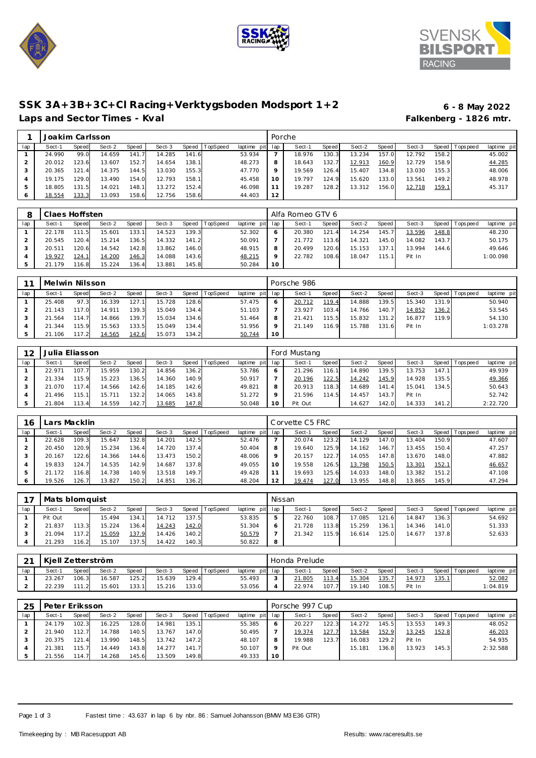# SSK 3A+3B+3C+Cl Racing+Verktygsboden Modsport 1+2

**6 - 8 May 2022**

## Laps and Sector Times - Kval

**Falkenberg - 1826 mtr.**

| 1 | Joakim Carlsson | | | | | | | | Porche | | | | | | | | |
|---|---|---|---|---|---|---|---|---|---|---|---|---|---|---|---|---|---|
| lap | Sect-1 | Speed | Sect-2 | Speed | Sect-3 | Speed | TopSpeed | laptime pit | lap | Sect-1 | Speed | Sect-2 | Speed | Sect-3 | Speed | Topspeed | laptime pit |
| 1 | 24.990 | 99.0 | 14.659 | 141.7 | 14.285 | 141.6 | | 53.934 | 7 | 18.976 | 130.3 | 13.234 | 157.0 | 12.792 | 158.2 | | 45.002 |
| 2 | 20.012 | 123.6 | 13.607 | 152.7 | 14.654 | 138.1 | | 48.273 | 8 | 18.643 | 132.7 | 12.913 | 160.9 | 12.729 | 158.9 | | 44.285 |
| 3 | 20.365 | 121.4 | 14.375 | 144.5 | 13.030 | 155.3 | | 47.770 | 9 | 19.569 | 126.4 | 15.407 | 134.8 | 13.030 | 155.3 | | 48.006 |
| 4 | 19.175 | 129.0 | 13.490 | 154.0 | 12.793 | 158.1 | | 45.458 | 10 | 19.797 | 124.9 | 15.620 | 133.0 | 13.561 | 149.2 | | 48.978 |
| 5 | 18.805 | 131.5 | 14.021 | 148.1 | 13.272 | 152.4 | | 46.098 | 11 | 19.287 | 128.2 | 13.312 | 156.0 | 12.718 | 159.1 | | 45.317 |
| 6 | 18.554 | 133.3 | 13.093 | 158.6 | 12.756 | 158.6 | | 44.403 | 12 | | | | | | | | |

| 8 | Claes Hoffsten | | | | | | | | Alfa Romeo GTV 6 | | | | | | | | |
|---|---|---|---|---|---|---|---|---|---|---|---|---|---|---|---|---|---|
| lap | Sect-1 | Speed | Sect-2 | Speed | Sect-3 | Speed | TopSpeed | laptime pit | lap | Sect-1 | Speed | Sect-2 | Speed | Sect-3 | Speed | Topspeed | laptime pit |
| 1 | 22.178 | 111.5 | 15.601 | 133.1 | 14.523 | 139.3 | | 52.302 | 6 | 20.380 | 121.4 | 14.254 | 145.7 | 13.596 | 148.8 | | 48.230 |
| 2 | 20.545 | 120.4 | 15.214 | 136.5 | 14.332 | 141.2 | | 50.091 | 7 | 21.772 | 113.6 | 14.321 | 145.0 | 14.082 | 143.7 | | 50.175 |
| 3 | 20.511 | 120.6 | 14.542 | 142.8 | 13.862 | 146.0 | | 48.915 | 8 | 20.499 | 120.6 | 15.153 | 137.1 | 13.994 | 144.6 | | 49.646 |
| 4 | 19.927 | 124.1 | 14.200 | 146.3 | 14.088 | 143.6 | | 48.215 | 9 | 22.782 | 108.6 | 18.047 | 115.1 | Pit In | | | 1:00.098 |
| 5 | 21.179 | 116.8 | 15.224 | 136.4 | 13.881 | 145.8 | | 50.284 | 10 | | | | | | | | |

| 11 | Melwin Nilsson | | | | | | | | Porsche 986 | | | | | | | | |
|---|---|---|---|---|---|---|---|---|---|---|---|---|---|---|---|---|---|
| lap | Sect-1 | Speed | Sect-2 | Speed | Sect-3 | Speed | TopSpeed | laptime pit | lap | Sect-1 | Speed | Sect-2 | Speed | Sect-3 | Speed | Topspeed | laptime pit |
| 1 | 25.408 | 97.3 | 16.339 | 127.1 | 15.728 | 128.6 | | 57.475 | 6 | 20.712 | 119.4 | 14.888 | 139.5 | 15.340 | 131.9 | | 50.940 |
| 2 | 21.143 | 117.0 | 14.911 | 139.3 | 15.049 | 134.4 | | 51.103 | 7 | 23.927 | 103.4 | 14.766 | 140.7 | 14.852 | 136.2 | | 53.545 |
| 3 | 21.564 | 114.7 | 14.866 | 139.7 | 15.034 | 134.6 | | 51.464 | 8 | 21.421 | 115.5 | 15.832 | 131.2 | 16.877 | 119.9 | | 54.130 |
| 4 | 21.344 | 115.9 | 15.563 | 133.5 | 15.049 | 134.4 | | 51.956 | 9 | 21.149 | 116.9 | 15.788 | 131.6 | Pit In | | | 1:03.278 |
| 5 | 21.106 | 117.2 | 14.565 | 142.6 | 15.073 | 134.2 | | 50.744 | 10 | | | | | | | | |

| 12 | Julia Eliasson | | | | | | | | Ford Mustang | | | | | | | | |
|---|---|---|---|---|---|---|---|---|---|---|---|---|---|---|---|---|---|
| lap | Sect-1 | Speed | Sect-2 | Speed | Sect-3 | Speed | TopSpeed | laptime pit | lap | Sect-1 | Speed | Sect-2 | Speed | Sect-3 | Speed | Topspeed | laptime pit |
| 1 | 22.971 | 107.7 | 15.959 | 130.2 | 14.856 | 136.2 | | 53.786 | 6 | 21.296 | 116.1 | 14.890 | 139.5 | 13.753 | 147.1 | | 49.939 |
| 2 | 21.334 | 115.9 | 15.223 | 136.5 | 14.360 | 140.9 | | 50.917 | 7 | 20.196 | 122.5 | 14.242 | 145.9 | 14.928 | 135.5 | | 49.366 |
| 3 | 21.070 | 117.4 | 14.566 | 142.6 | 14.185 | 142.6 | | 49.821 | 8 | 20.913 | 118.3 | 14.689 | 141.4 | 15.041 | 134.5 | | 50.643 |
| 4 | 21.496 | 115.1 | 15.711 | 132.2 | 14.065 | 143.8 | | 51.272 | 9 | 21.596 | 114.5 | 14.457 | 143.7 | Pit In | | | 52.742 |
| 5 | 21.804 | 113.4 | 14.559 | 142.7 | 13.685 | 147.8 | | 50.048 | 10 | Pit Out | | 14.627 | 142.0 | 14.333 | 141.2 | | 2:22.720 |

| 16 | Lars Macklin | | | | | | | | Corvette C5 FRC | | | | | | | | |
|---|---|---|---|---|---|---|---|---|---|---|---|---|---|---|---|---|---|
| lap | Sect-1 | Speed | Sect-2 | Speed | Sect-3 | Speed | TopSpeed | laptime pit | lap | Sect-1 | Speed | Sect-2 | Speed | Sect-3 | Speed | Topspeed | laptime pit |
| 1 | 22.628 | 109.3 | 15.647 | 132.8 | 14.201 | 142.5 | | 52.476 | 7 | 20.074 | 123.2 | 14.129 | 147.0 | 13.404 | 150.9 | | 47.607 |
| 2 | 20.450 | 120.9 | 15.234 | 136.4 | 14.720 | 137.4 | | 50.404 | 8 | 19.640 | 125.9 | 14.162 | 146.7 | 13.455 | 150.4 | | 47.257 |
| 3 | 20.167 | 122.6 | 14.366 | 144.6 | 13.473 | 150.2 | | 48.006 | 9 | 20.157 | 122.7 | 14.055 | 147.8 | 13.670 | 148.0 | | 47.882 |
| 4 | 19.833 | 124.7 | 14.535 | 142.9 | 14.687 | 137.8 | | 49.055 | 10 | 19.558 | 126.5 | 13.798 | 150.5 | 13.301 | 152.1 | | 46.657 |
| 5 | 21.172 | 116.8 | 14.738 | 140.9 | 13.518 | 149.7 | | 49.428 | 11 | 19.693 | 125.6 | 14.033 | 148.0 | 13.382 | 151.2 | | 47.108 |
| 6 | 19.526 | 126.7 | 13.827 | 150.2 | 14.851 | 136.2 | | 48.204 | 12 | 19.474 | 127.0 | 13.955 | 148.8 | 13.865 | 145.9 | | 47.294 |

| 17 | Mats blomquist | | | | | | | | Nissan | | | | | | | | |
|---|---|---|---|---|---|---|---|---|---|---|---|---|---|---|---|---|---|
| lap | Sect-1 | Speed | Sect-2 | Speed | Sect-3 | Speed | TopSpeed | laptime pit | lap | Sect-1 | Speed | Sect-2 | Speed | Sect-3 | Speed | Topspeed | laptime pit |
| 1 | Pit Out | | 15.494 | 134.1 | 14.712 | 137.5 | | 53.835 | 5 | 22.760 | 108.7 | 17.085 | 121.6 | 14.847 | 136.3 | | 54.692 |
| 2 | 21.837 | 113.3 | 15.224 | 136.4 | 14.243 | 142.0 | | 51.304 | 6 | 21.728 | 113.8 | 15.259 | 136.1 | 14.346 | 141.0 | | 51.333 |
| 3 | 21.094 | 117.2 | 15.059 | 137.9 | 14.426 | 140.2 | | 50.579 | 7 | 21.342 | 115.9 | 16.614 | 125.0 | 14.677 | 137.8 | | 52.633 |
| 4 | 21.293 | 116.2 | 15.107 | 137.5 | 14.422 | 140.3 | | 50.822 | 8 | | | | | | | | |

| 21 | Kjell Zetterström | | | | | | | | Honda Prelude | | | | | | | | |
|---|---|---|---|---|---|---|---|---|---|---|---|---|---|---|---|---|---|
| lap | Sect-1 | Speed | Sect-2 | Speed | Sect-3 | Speed | TopSpeed | laptime pit | lap | Sect-1 | Speed | Sect-2 | Speed | Sect-3 | Speed | Topspeed | laptime pit |
| 1 | 23.267 | 106.3 | 16.587 | 125.2 | 15.639 | 129.4 | | 55.493 | 3 | 21.805 | 113.4 | 15.304 | 135.7 | 14.973 | 135.1 | | 52.082 |
| 2 | 22.239 | 111.2 | 15.601 | 133.1 | 15.216 | 133.0 | | 53.056 | 4 | 22.974 | 107.7 | 19.140 | 108.5 | Pit In | | | 1:04.819 |

| 25 | Peter Eriksson | | | | | | | | Porsche 997 Cup | | | | | | | | |
|---|---|---|---|---|---|---|---|---|---|---|---|---|---|---|---|---|---|
| lap | Sect-1 | Speed | Sect-2 | Speed | Sect-3 | Speed | TopSpeed | laptime pit | lap | Sect-1 | Speed | Sect-2 | Speed | Sect-3 | Speed | Topspeed | laptime pit |
| 1 | 24.179 | 102.3 | 16.225 | 128.0 | 14.981 | 135.1 | | 55.385 | 6 | 20.227 | 122.3 | 14.272 | 145.5 | 13.553 | 149.3 | | 48.052 |
| 2 | 21.940 | 112.7 | 14.788 | 140.5 | 13.767 | 147.0 | | 50.495 | 7 | 19.374 | 127.7 | 13.584 | 152.9 | 13.245 | 152.8 | | 46.203 |
| 3 | 20.375 | 121.4 | 13.990 | 148.5 | 13.742 | 147.2 | | 48.107 | 8 | 19.988 | 123.7 | 16.083 | 129.2 | Pit In | | | 54.935 |
| 4 | 21.381 | 115.7 | 14.449 | 143.8 | 14.277 | 141.7 | | 50.107 | 9 | Pit Out | | 15.181 | 136.8 | 13.923 | 145.3 | | 2:32.588 |
| 5 | 21.556 | 114.7 | 14.268 | 145.6 | 13.509 | 149.8 | | 49.333 | 10 | | | | | | | | |

Fastest time : 43.637 in lap 6 by nbr. 86 : Samuel Johansson (BMW M3 E36 GTR)

Timekeeping by : MB Racesupport AB

Results: www.raceresults.se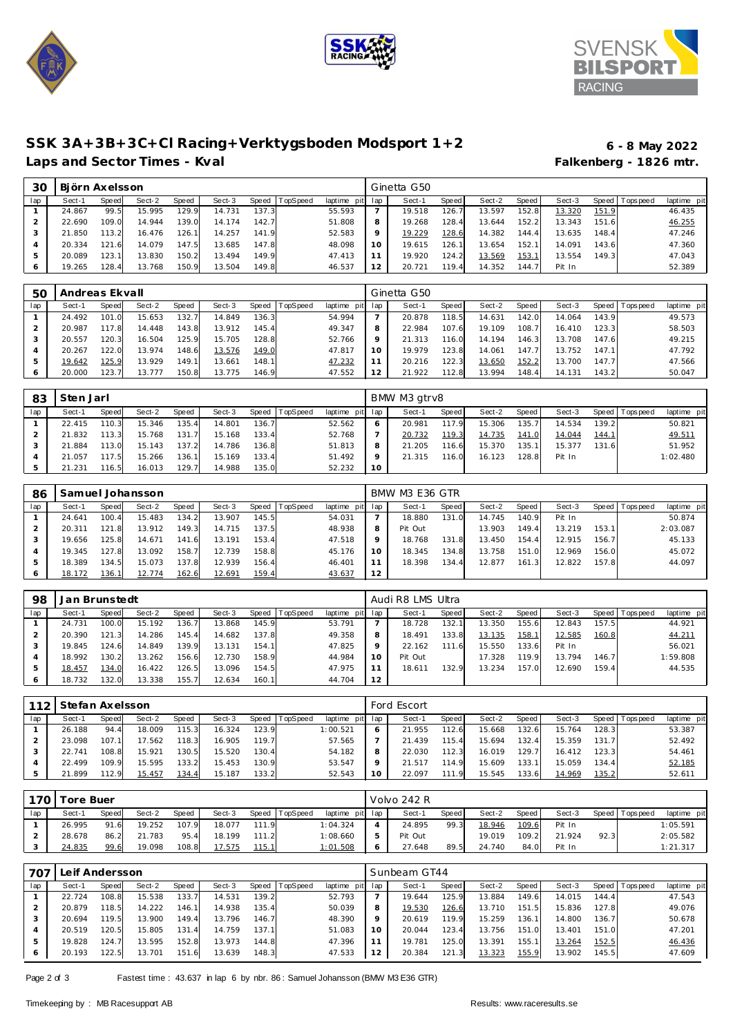# SSK 3A+3B+3C+CI Racing+Verktygsboden Modsport 1+2

**6 - 8 May 2022**

## Laps and Sector Times - Kval

**Falkenberg - 1826 mtr.**

| 30 | Björn Axelsson | | | | | | | | Ginetta G50 | | | | | | | | |
|---|---|---|---|---|---|---|---|---|---|---|---|---|---|---|---|---|---|
| lap | Sect-1 | Speed | Sect-2 | Speed | Sect-3 | Speed | TopSpeed | laptime pit | lap | Sect-1 | Speed | Sect-2 | Speed | Sect-3 | Speed | Topspeed | laptime pit |
| 1 | 24.867 | 99.5 | 15.995 | 129.9 | 14.731 | 137.3 | | 55.593 | 7 | 19.518 | 126.7 | 13.597 | 152.8 | 13.320 | 151.9 | | 46.435 |
| 2 | 22.690 | 109.0 | 14.944 | 139.0 | 14.174 | 142.7 | | 51.808 | 8 | 19.268 | 128.4 | 13.644 | 152.2 | 13.343 | 151.6 | | 46.255 |
| 3 | 21.850 | 113.2 | 16.476 | 126.1 | 14.257 | 141.9 | | 52.583 | 9 | 19.229 | 128.6 | 14.382 | 144.4 | 13.635 | 148.4 | | 47.246 |
| 4 | 20.334 | 121.6 | 14.079 | 147.5 | 13.685 | 147.8 | | 48.098 | 10 | 19.615 | 126.1 | 13.654 | 152.1 | 14.091 | 143.6 | | 47.360 |
| 5 | 20.089 | 123.1 | 13.830 | 150.2 | 13.494 | 149.9 | | 47.413 | 11 | 19.920 | 124.2 | 13.569 | 153.1 | 13.554 | 149.3 | | 47.043 |
| 6 | 19.265 | 128.4 | 13.768 | 150.9 | 13.504 | 149.8 | | 46.537 | 12 | 20.721 | 119.4 | 14.352 | 144.7 | Pit In | | | 52.389 |

| 50 | Andreas Ekvall | | | | | | | | Ginetta G50 | | | | | | | | |
|---|---|---|---|---|---|---|---|---|---|---|---|---|---|---|---|---|---|
| lap | Sect-1 | Speed | Sect-2 | Speed | Sect-3 | Speed | TopSpeed | laptime pit | lap | Sect-1 | Speed | Sect-2 | Speed | Sect-3 | Speed | Topspeed | laptime pit |
| 1 | 24.492 | 101.0 | 15.653 | 132.7 | 14.849 | 136.3 | | 54.994 | 7 | 20.878 | 118.5 | 14.631 | 142.0 | 14.064 | 143.9 | | 49.573 |
| 2 | 20.987 | 117.8 | 14.448 | 143.8 | 13.912 | 145.4 | | 49.347 | 8 | 22.984 | 107.6 | 19.109 | 108.7 | 16.410 | 123.3 | | 58.503 |
| 3 | 20.557 | 120.3 | 16.504 | 125.9 | 15.705 | 128.8 | | 52.766 | 9 | 21.313 | 116.0 | 14.194 | 146.3 | 13.708 | 147.6 | | 49.215 |
| 4 | 20.267 | 122.0 | 13.974 | 148.6 | 13.576 | 149.0 | | 47.817 | 10 | 19.979 | 123.8 | 14.061 | 147.7 | 13.752 | 147.1 | | 47.792 |
| 5 | 19.642 | 125.9 | 13.929 | 149.1 | 13.661 | 148.1 | | 47.232 | 11 | 20.216 | 122.3 | 13.650 | 152.2 | 13.700 | 147.7 | | 47.566 |
| 6 | 20.000 | 123.7 | 13.777 | 150.8 | 13.775 | 146.9 | | 47.552 | 12 | 21.922 | 112.8 | 13.994 | 148.4 | 14.131 | 143.2 | | 50.047 |

| 83 | Sten Jarl | | | | | | | | BMW M3 gtrv8 | | | | | | | | |
|---|---|---|---|---|---|---|---|---|---|---|---|---|---|---|---|---|---|
| lap | Sect-1 | Speed | Sect-2 | Speed | Sect-3 | Speed | TopSpeed | laptime pit | lap | Sect-1 | Speed | Sect-2 | Speed | Sect-3 | Speed | Topspeed | laptime pit |
| 1 | 22.415 | 110.3 | 15.346 | 135.4 | 14.801 | 136.7 | | 52.562 | 6 | 20.981 | 117.9 | 15.306 | 135.7 | 14.534 | 139.2 | | 50.821 |
| 2 | 21.832 | 113.3 | 15.768 | 131.7 | 15.168 | 133.4 | | 52.768 | 7 | 20.732 | 119.3 | 14.735 | 141.0 | 14.044 | 144.1 | | 49.511 |
| 3 | 21.884 | 113.0 | 15.143 | 137.2 | 14.786 | 136.8 | | 51.813 | 8 | 21.205 | 116.6 | 15.370 | 135.1 | 15.377 | 131.6 | | 51.952 |
| 4 | 21.057 | 117.5 | 15.266 | 136.1 | 15.169 | 133.4 | | 51.492 | 9 | 21.315 | 116.0 | 16.123 | 128.8 | Pit In | | | 1:02.480 |
| 5 | 21.231 | 116.5 | 16.013 | 129.7 | 14.988 | 135.0 | | 52.232 | 10 | | | | | | | | |

| 86 | Samuel Johansson | | | | | | | | BMW M3 E36 GTR | | | | | | | | |
|---|---|---|---|---|---|---|---|---|---|---|---|---|---|---|---|---|---|
| lap | Sect-1 | Speed | Sect-2 | Speed | Sect-3 | Speed | TopSpeed | laptime pit | lap | Sect-1 | Speed | Sect-2 | Speed | Sect-3 | Speed | Topspeed | laptime pit |
| 1 | 24.641 | 100.4 | 15.483 | 134.2 | 13.907 | 145.5 | | 54.031 | 7 | 18.880 | 131.0 | 14.745 | 140.9 | Pit In | | | 50.874 |
| 2 | 20.311 | 121.8 | 13.912 | 149.3 | 14.715 | 137.5 | | 48.938 | 8 | Pit Out | | 13.903 | 149.4 | 13.219 | 153.1 | | 2:03.087 |
| 3 | 19.656 | 125.8 | 14.671 | 141.6 | 13.191 | 153.4 | | 47.518 | 9 | 18.768 | 131.8 | 13.450 | 154.4 | 12.915 | 156.7 | | 45.133 |
| 4 | 19.345 | 127.8 | 13.092 | 158.7 | 12.739 | 158.8 | | 45.176 | 10 | 18.345 | 134.8 | 13.758 | 151.0 | 12.969 | 156.0 | | 45.072 |
| 5 | 18.389 | 134.5 | 15.073 | 137.8 | 12.939 | 156.4 | | 46.401 | 11 | 18.398 | 134.4 | 12.877 | 161.3 | 12.822 | 157.8 | | 44.097 |
| 6 | 18.172 | 136.1 | 12.774 | 162.6 | 12.691 | 159.4 | | 43.637 | 12 | | | | | | | | |

| 98 | Jan Brunstedt | | | | | | | | Audi R8 LMS Ultra | | | | | | | | |
|---|---|---|---|---|---|---|---|---|---|---|---|---|---|---|---|---|---|
| lap | Sect-1 | Speed | Sect-2 | Speed | Sect-3 | Speed | TopSpeed | laptime pit | lap | Sect-1 | Speed | Sect-2 | Speed | Sect-3 | Speed | Topspeed | laptime pit |
| 1 | 24.731 | 100.0 | 15.192 | 136.7 | 13.868 | 145.9 | | 53.791 | 7 | 18.728 | 132.1 | 13.350 | 155.6 | 12.843 | 157.5 | | 44.921 |
| 2 | 20.390 | 121.3 | 14.286 | 145.4 | 14.682 | 137.8 | | 49.358 | 8 | 18.491 | 133.8 | 13.135 | 158.1 | 12.585 | 160.8 | | 44.211 |
| 3 | 19.845 | 124.6 | 14.849 | 139.9 | 13.131 | 154.1 | | 47.825 | 9 | 22.162 | 111.6 | 15.550 | 133.6 | Pit In | | | 56.021 |
| 4 | 18.992 | 130.2 | 13.262 | 156.6 | 12.730 | 158.9 | | 44.984 | 10 | Pit Out | | 17.328 | 119.9 | 13.794 | 146.7 | | 1:59.808 |
| 5 | 18.457 | 134.0 | 16.422 | 126.5 | 13.096 | 154.5 | | 47.975 | 11 | 18.611 | 132.9 | 13.234 | 157.0 | 12.690 | 159.4 | | 44.535 |
| 6 | 18.732 | 132.0 | 13.338 | 155.7 | 12.634 | 160.1 | | 44.704 | 12 | | | | | | | | |

| 112 | Stefan Axelsson | | | | | | | | Ford Escort | | | | | | | | |
|---|---|---|---|---|---|---|---|---|---|---|---|---|---|---|---|---|---|
| lap | Sect-1 | Speed | Sect-2 | Speed | Sect-3 | Speed | TopSpeed | laptime pit | lap | Sect-1 | Speed | Sect-2 | Speed | Sect-3 | Speed | Topspeed | laptime pit |
| 1 | 26.188 | 94.4 | 18.009 | 115.3 | 16.324 | 123.9 | | 1:00.521 | 6 | 21.955 | 112.6 | 15.668 | 132.6 | 15.764 | 128.3 | | 53.387 |
| 2 | 23.098 | 107.1 | 17.562 | 118.3 | 16.905 | 119.7 | | 57.565 | 7 | 21.439 | 115.4 | 15.694 | 132.4 | 15.359 | 131.7 | | 52.492 |
| 3 | 22.741 | 108.8 | 15.921 | 130.5 | 15.520 | 130.4 | | 54.182 | 8 | 22.030 | 112.3 | 16.019 | 129.7 | 16.412 | 123.3 | | 54.461 |
| 4 | 22.499 | 109.9 | 15.595 | 133.2 | 15.453 | 130.9 | | 53.547 | 9 | 21.517 | 114.9 | 15.609 | 133.1 | 15.059 | 134.4 | | 52.185 |
| 5 | 21.899 | 112.9 | 15.457 | 134.4 | 15.187 | 133.2 | | 52.543 | 10 | 22.097 | 111.9 | 15.545 | 133.6 | 14.969 | 135.2 | | 52.611 |

| 170 | Tore Buer | | | | | | | | Volvo 242 R | | | | | | | | |
|---|---|---|---|---|---|---|---|---|---|---|---|---|---|---|---|---|---|
| lap | Sect-1 | Speed | Sect-2 | Speed | Sect-3 | Speed | TopSpeed | laptime pit | lap | Sect-1 | Speed | Sect-2 | Speed | Sect-3 | Speed | Topspeed | laptime pit |
| 1 | 26.995 | 91.6 | 19.252 | 107.9 | 18.077 | 111.9 | | 1:04.324 | 4 | 24.895 | 99.3 | 18.946 | 109.6 | Pit In | | | 1:05.591 |
| 2 | 28.678 | 86.2 | 21.783 | 95.4 | 18.199 | 111.2 | | 1:08.660 | 5 | Pit Out | | 19.019 | 109.2 | 21.924 | 92.3 | | 2:05.582 |
| 3 | 24.835 | 99.6 | 19.098 | 108.8 | 17.575 | 115.1 | | 1:01.508 | 6 | 27.648 | 89.5 | 24.740 | 84.0 | Pit In | | | 1:21.317 |

| 707 | Leif Andersson | | | | | | | | Sunbeam GT44 | | | | | | | | |
|---|---|---|---|---|---|---|---|---|---|---|---|---|---|---|---|---|---|
| lap | Sect-1 | Speed | Sect-2 | Speed | Sect-3 | Speed | TopSpeed | laptime pit | lap | Sect-1 | Speed | Sect-2 | Speed | Sect-3 | Speed | Topspeed | laptime pit |
| 1 | 22.724 | 108.8 | 15.538 | 133.7 | 14.531 | 139.2 | | 52.793 | 7 | 19.644 | 125.9 | 13.884 | 149.6 | 14.015 | 144.4 | | 47.543 |
| 2 | 20.879 | 118.5 | 14.222 | 146.1 | 14.938 | 135.4 | | 50.039 | 8 | 19.530 | 126.6 | 13.710 | 151.5 | 15.836 | 127.8 | | 49.076 |
| 3 | 20.694 | 119.5 | 13.900 | 149.4 | 13.796 | 146.7 | | 48.390 | 9 | 20.619 | 119.9 | 15.259 | 136.1 | 14.800 | 136.7 | | 50.678 |
| 4 | 20.519 | 120.5 | 15.805 | 131.4 | 14.759 | 137.1 | | 51.083 | 10 | 20.044 | 123.4 | 13.756 | 151.0 | 13.401 | 151.0 | | 47.201 |
| 5 | 19.828 | 124.7 | 13.595 | 152.8 | 13.973 | 144.8 | | 47.396 | 11 | 19.781 | 125.0 | 13.391 | 155.1 | 13.264 | 152.5 | | 46.436 |
| 6 | 20.193 | 122.5 | 13.701 | 151.6 | 13.639 | 148.3 | | 47.533 | 12 | 20.384 | 121.3 | 13.323 | 155.9 | 13.902 | 145.5 | | 47.609 |

Fastest time : 43.637 in lap 6 by nbr. 86 : Samuel Johansson (BMW M3 E36 GTR)

Timekeeping by : MB Racesupport AB

Results: www.raceresults.se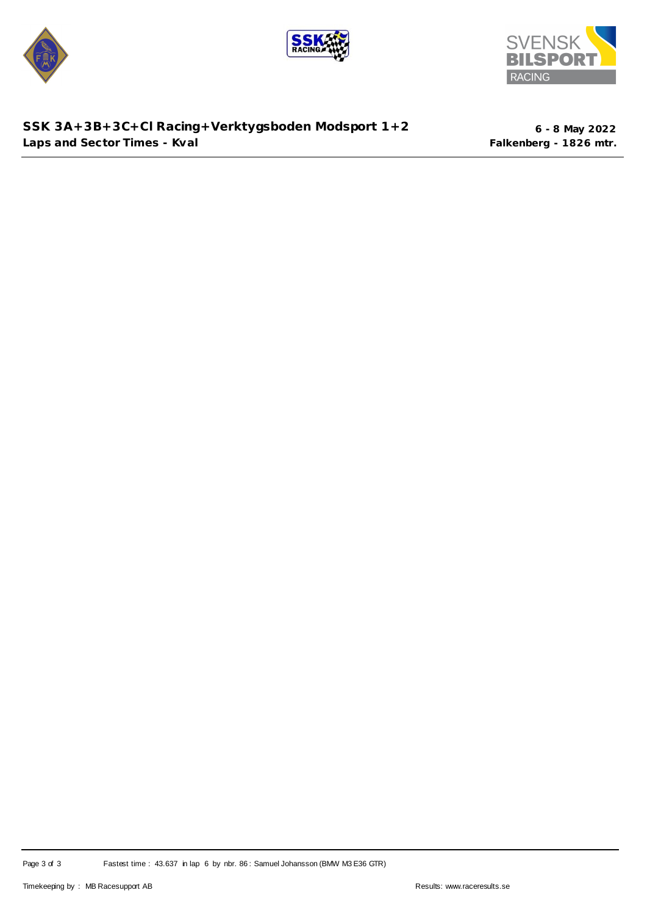## SSK 3A+3B+3C+Cl Racing+Verktygsboden Modsport 1+2

**Laps and Sector Times - Kval**

**6 - 8 May 2022**
**Falkenberg - 1826 mtr.**

Fastest time : 43.637 in lap 6 by nbr. 86 : Samuel Johansson (BMW M3 E36 GTR)

Timekeeping by : MB Racesupport AB

Results: www.raceresults.se